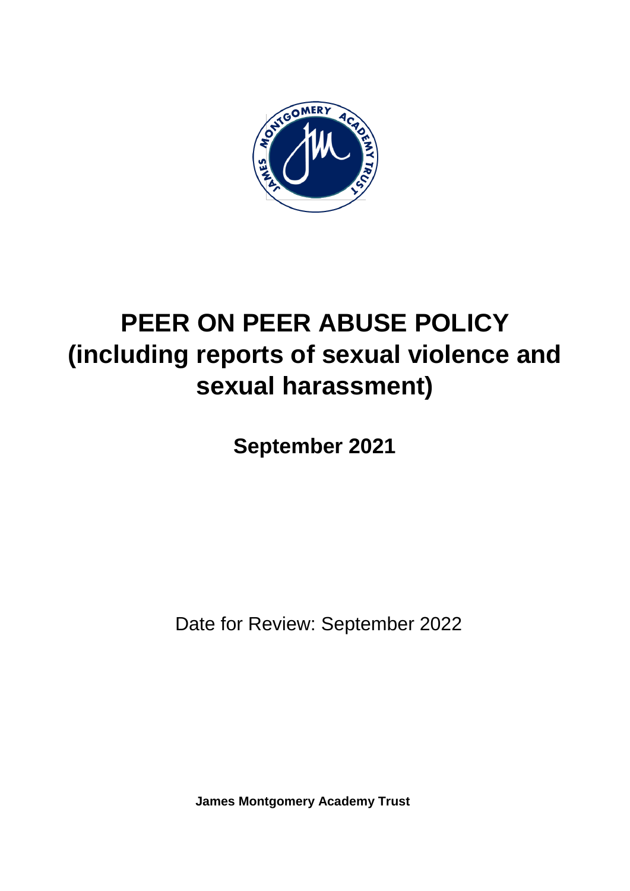# PEER ON PEER ABUSE POLICY (including reports of sexual violence and sexual harassment)

**September 2021**

Date for Review: September 2022

**James Montgomery Academy Trust**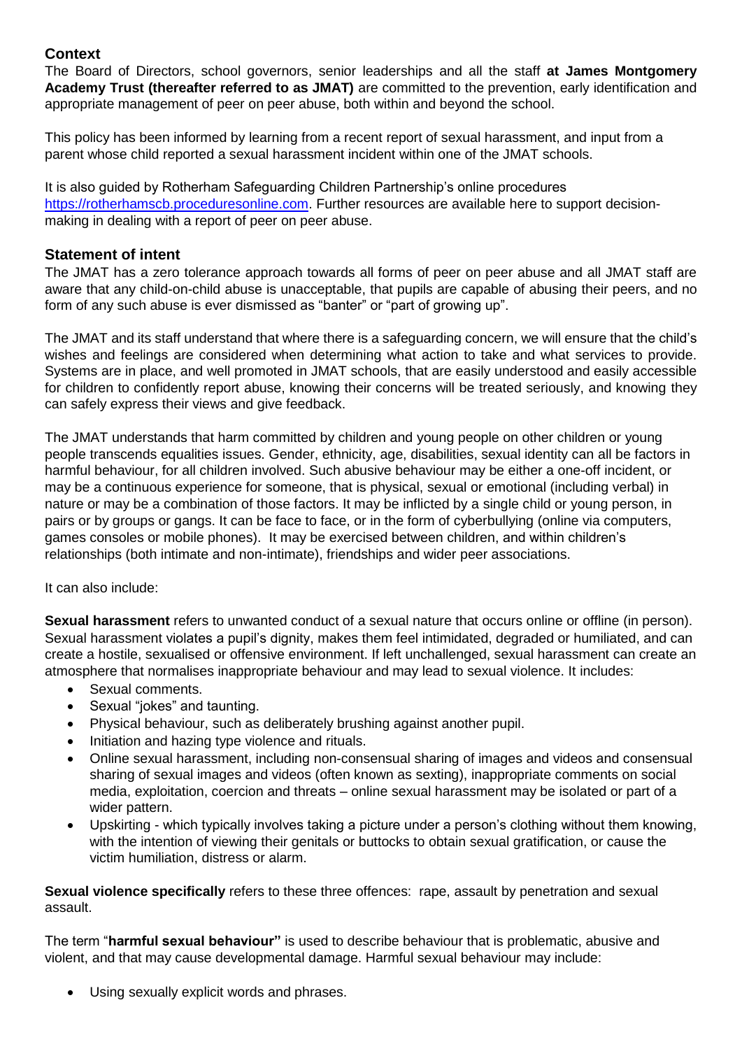## Context

The Board of Directors, school governors, senior leaderships and all the staff **at James Montgomery Academy Trust (thereafter referred to as JMAT)** are committed to the prevention, early identification and appropriate management of peer on peer abuse, both within and beyond the school.

This policy has been informed by learning from a recent report of sexual harassment, and input from a parent whose child reported a sexual harassment incident within one of the JMAT schools.

It is also guided by Rotherham Safeguarding Children Partnership's online procedures [https://rotherhamscb.proceduresonline.com](https://rotherhamscb.proceduresonline.com). Further resources are available here to support decision-making in dealing with a report of peer on peer abuse.

## Statement of intent

The JMAT has a zero tolerance approach towards all forms of peer on peer abuse and all JMAT staff are aware that any child-on-child abuse is unacceptable, that pupils are capable of abusing their peers, and no form of any such abuse is ever dismissed as "banter" or "part of growing up".

The JMAT and its staff understand that where there is a safeguarding concern, we will ensure that the child's wishes and feelings are considered when determining what action to take and what services to provide. Systems are in place, and well promoted in JMAT schools, that are easily understood and easily accessible for children to confidently report abuse, knowing their concerns will be treated seriously, and knowing they can safely express their views and give feedback.

The JMAT understands that harm committed by children and young people on other children or young people transcends equalities issues. Gender, ethnicity, age, disabilities, sexual identity can all be factors in harmful behaviour, for all children involved. Such abusive behaviour may be either a one-off incident, or may be a continuous experience for someone, that is physical, sexual or emotional (including verbal) in nature or may be a combination of those factors. It may be inflicted by a single child or young person, in pairs or by groups or gangs. It can be face to face, or in the form of cyberbullying (online via computers, games consoles or mobile phones). It may be exercised between children, and within children's relationships (both intimate and non-intimate), friendships and wider peer associations.

It can also include:

**Sexual harassment** refers to unwanted conduct of a sexual nature that occurs online or offline (in person). Sexual harassment violates a pupil's dignity, makes them feel intimidated, degraded or humiliated, and can create a hostile, sexualised or offensive environment. If left unchallenged, sexual harassment can create an atmosphere that normalises inappropriate behaviour and may lead to sexual violence. It includes:

- Sexual comments.
- Sexual "jokes" and taunting.
- Physical behaviour, such as deliberately brushing against another pupil.
- Initiation and hazing type violence and rituals.
- Online sexual harassment, including non-consensual sharing of images and videos and consensual sharing of sexual images and videos (often known as sexting), inappropriate comments on social media, exploitation, coercion and threats – online sexual harassment may be isolated or part of a wider pattern.
- Upskirting - which typically involves taking a picture under a person's clothing without them knowing, with the intention of viewing their genitals or buttocks to obtain sexual gratification, or cause the victim humiliation, distress or alarm.

**Sexual violence specifically** refers to these three offences: rape, assault by penetration and sexual assault.

The term "**harmful sexual behaviour"** is used to describe behaviour that is problematic, abusive and violent, and that may cause developmental damage. Harmful sexual behaviour may include:

- Using sexually explicit words and phrases.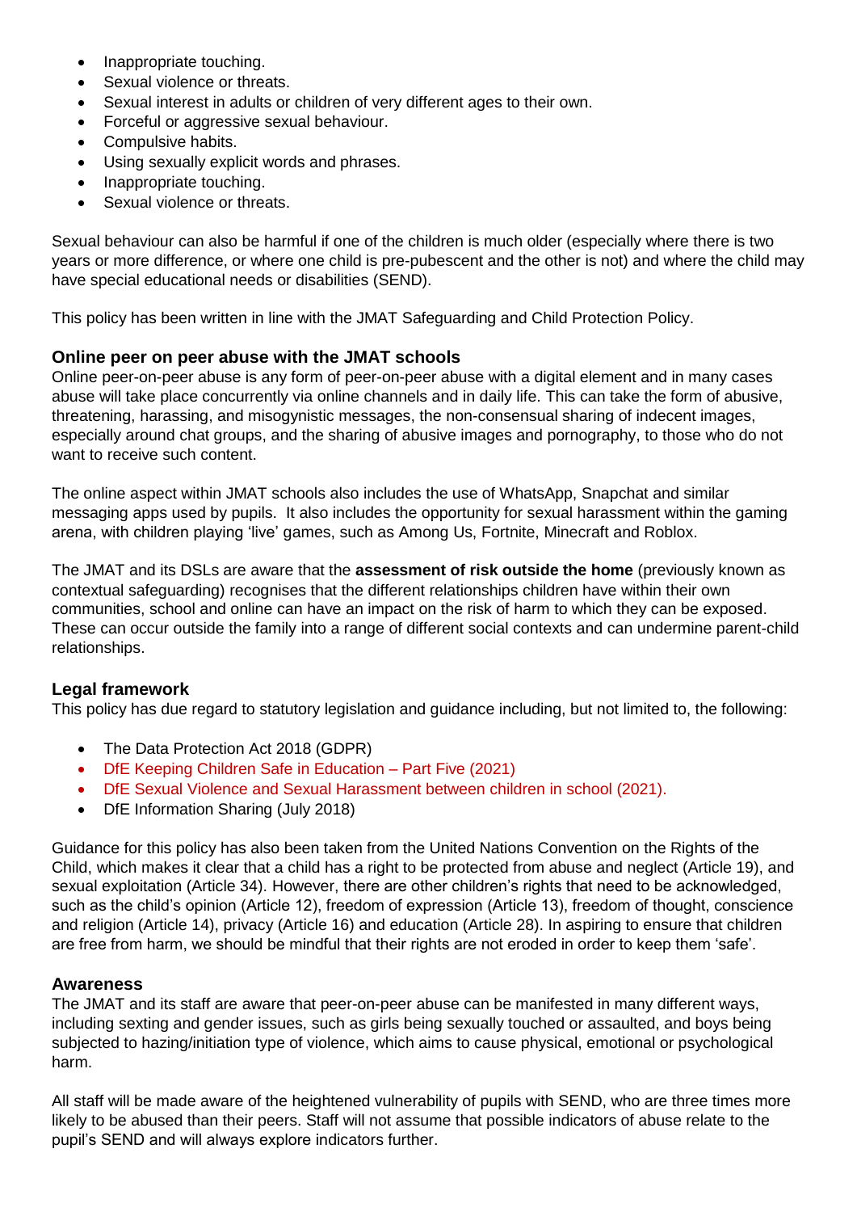- Inappropriate touching.
- Sexual violence or threats.
- Sexual interest in adults or children of very different ages to their own.
- Forceful or aggressive sexual behaviour.
- Compulsive habits.
- Using sexually explicit words and phrases.
- Inappropriate touching.
- Sexual violence or threats.

Sexual behaviour can also be harmful if one of the children is much older (especially where there is two years or more difference, or where one child is pre-pubescent and the other is not) and where the child may have special educational needs or disabilities (SEND).

This policy has been written in line with the JMAT Safeguarding and Child Protection Policy.

### Online peer on peer abuse with the JMAT schools

Online peer-on-peer abuse is any form of peer-on-peer abuse with a digital element and in many cases abuse will take place concurrently via online channels and in daily life. This can take the form of abusive, threatening, harassing, and misogynistic messages, the non-consensual sharing of indecent images, especially around chat groups, and the sharing of abusive images and pornography, to those who do not want to receive such content.

The online aspect within JMAT schools also includes the use of WhatsApp, Snapchat and similar messaging apps used by pupils. It also includes the opportunity for sexual harassment within the gaming arena, with children playing 'live' games, such as Among Us, Fortnite, Minecraft and Roblox.

The JMAT and its DSLs are aware that the **assessment of risk outside the home** (previously known as contextual safeguarding) recognises that the different relationships children have within their own communities, school and online can have an impact on the risk of harm to which they can be exposed. These can occur outside the family into a range of different social contexts and can undermine parent-child relationships.

### Legal framework

This policy has due regard to statutory legislation and guidance including, but not limited to, the following:

- The Data Protection Act 2018 (GDPR)
- DfE Keeping Children Safe in Education – Part Five (2021)
- DfE Sexual Violence and Sexual Harassment between children in school (2021).
- DfE Information Sharing (July 2018)

Guidance for this policy has also been taken from the United Nations Convention on the Rights of the Child, which makes it clear that a child has a right to be protected from abuse and neglect (Article 19), and sexual exploitation (Article 34). However, there are other children's rights that need to be acknowledged, such as the child's opinion (Article 12), freedom of expression (Article 13), freedom of thought, conscience and religion (Article 14), privacy (Article 16) and education (Article 28). In aspiring to ensure that children are free from harm, we should be mindful that their rights are not eroded in order to keep them 'safe'.

### Awareness

The JMAT and its staff are aware that peer-on-peer abuse can be manifested in many different ways, including sexting and gender issues, such as girls being sexually touched or assaulted, and boys being subjected to hazing/initiation type of violence, which aims to cause physical, emotional or psychological harm.

All staff will be made aware of the heightened vulnerability of pupils with SEND, who are three times more likely to be abused than their peers. Staff will not assume that possible indicators of abuse relate to the pupil's SEND and will always explore indicators further.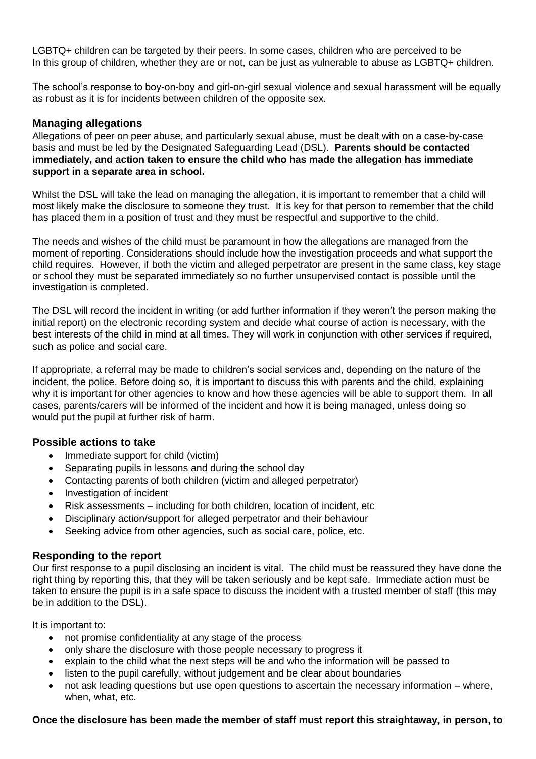LGBTQ+ children can be targeted by their peers. In some cases, children who are perceived to be In this group of children, whether they are or not, can be just as vulnerable to abuse as LGBTQ+ children.

The school's response to boy-on-boy and girl-on-girl sexual violence and sexual harassment will be equally as robust as it is for incidents between children of the opposite sex.

### Managing allegations

Allegations of peer on peer abuse, and particularly sexual abuse, must be dealt with on a case-by-case basis and must be led by the Designated Safeguarding Lead (DSL). **Parents should be contacted immediately, and action taken to ensure the child who has made the allegation has immediate support in a separate area in school.**

Whilst the DSL will take the lead on managing the allegation, it is important to remember that a child will most likely make the disclosure to someone they trust. It is key for that person to remember that the child has placed them in a position of trust and they must be respectful and supportive to the child.

The needs and wishes of the child must be paramount in how the allegations are managed from the moment of reporting. Considerations should include how the investigation proceeds and what support the child requires. However, if both the victim and alleged perpetrator are present in the same class, key stage or school they must be separated immediately so no further unsupervised contact is possible until the investigation is completed.

The DSL will record the incident in writing (or add further information if they weren't the person making the initial report) on the electronic recording system and decide what course of action is necessary, with the best interests of the child in mind at all times. They will work in conjunction with other services if required, such as police and social care.

If appropriate, a referral may be made to children's social services and, depending on the nature of the incident, the police. Before doing so, it is important to discuss this with parents and the child, explaining why it is important for other agencies to know and how these agencies will be able to support them. In all cases, parents/carers will be informed of the incident and how it is being managed, unless doing so would put the pupil at further risk of harm.

### Possible actions to take

- Immediate support for child (victim)
- Separating pupils in lessons and during the school day
- Contacting parents of both children (victim and alleged perpetrator)
- Investigation of incident
- Risk assessments – including for both children, location of incident, etc
- Disciplinary action/support for alleged perpetrator and their behaviour
- Seeking advice from other agencies, such as social care, police, etc.

### Responding to the report

Our first response to a pupil disclosing an incident is vital. The child must be reassured they have done the right thing by reporting this, that they will be taken seriously and be kept safe. Immediate action must be taken to ensure the pupil is in a safe space to discuss the incident with a trusted member of staff (this may be in addition to the DSL).

It is important to:

- not promise confidentiality at any stage of the process
- only share the disclosure with those people necessary to progress it
- explain to the child what the next steps will be and who the information will be passed to
- listen to the pupil carefully, without judgement and be clear about boundaries
- not ask leading questions but use open questions to ascertain the necessary information – where, when, what, etc.

**Once the disclosure has been made the member of staff must report this straightaway, in person, to**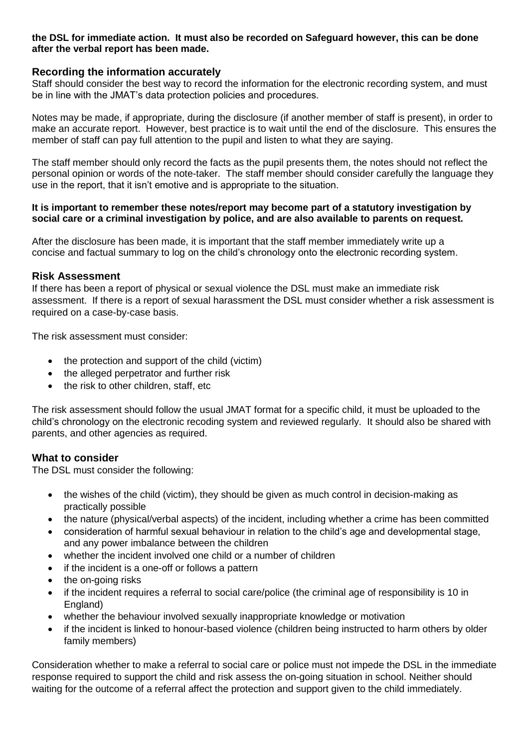**the DSL for immediate action. It must also be recorded on Safeguard however, this can be done after the verbal report has been made.**

### Recording the information accurately

Staff should consider the best way to record the information for the electronic recording system, and must be in line with the JMAT's data protection policies and procedures.

Notes may be made, if appropriate, during the disclosure (if another member of staff is present), in order to make an accurate report. However, best practice is to wait until the end of the disclosure. This ensures the member of staff can pay full attention to the pupil and listen to what they are saying.

The staff member should only record the facts as the pupil presents them, the notes should not reflect the personal opinion or words of the note-taker. The staff member should consider carefully the language they use in the report, that it isn't emotive and is appropriate to the situation.

**It is important to remember these notes/report may become part of a statutory investigation by social care or a criminal investigation by police, and are also available to parents on request.**

After the disclosure has been made, it is important that the staff member immediately write up a concise and factual summary to log on the child's chronology onto the electronic recording system.

### Risk Assessment

If there has been a report of physical or sexual violence the DSL must make an immediate risk assessment. If there is a report of sexual harassment the DSL must consider whether a risk assessment is required on a case-by-case basis.

The risk assessment must consider:

- the protection and support of the child (victim)
- the alleged perpetrator and further risk
- the risk to other children, staff, etc

The risk assessment should follow the usual JMAT format for a specific child, it must be uploaded to the child's chronology on the electronic recoding system and reviewed regularly. It should also be shared with parents, and other agencies as required.

### What to consider

The DSL must consider the following:

- the wishes of the child (victim), they should be given as much control in decision-making as practically possible
- the nature (physical/verbal aspects) of the incident, including whether a crime has been committed
- consideration of harmful sexual behaviour in relation to the child's age and developmental stage, and any power imbalance between the children
- whether the incident involved one child or a number of children
- if the incident is a one-off or follows a pattern
- the on-going risks
- if the incident requires a referral to social care/police (the criminal age of responsibility is 10 in England)
- whether the behaviour involved sexually inappropriate knowledge or motivation
- if the incident is linked to honour-based violence (children being instructed to harm others by older family members)

Consideration whether to make a referral to social care or police must not impede the DSL in the immediate response required to support the child and risk assess the on-going situation in school. Neither should waiting for the outcome of a referral affect the protection and support given to the child immediately.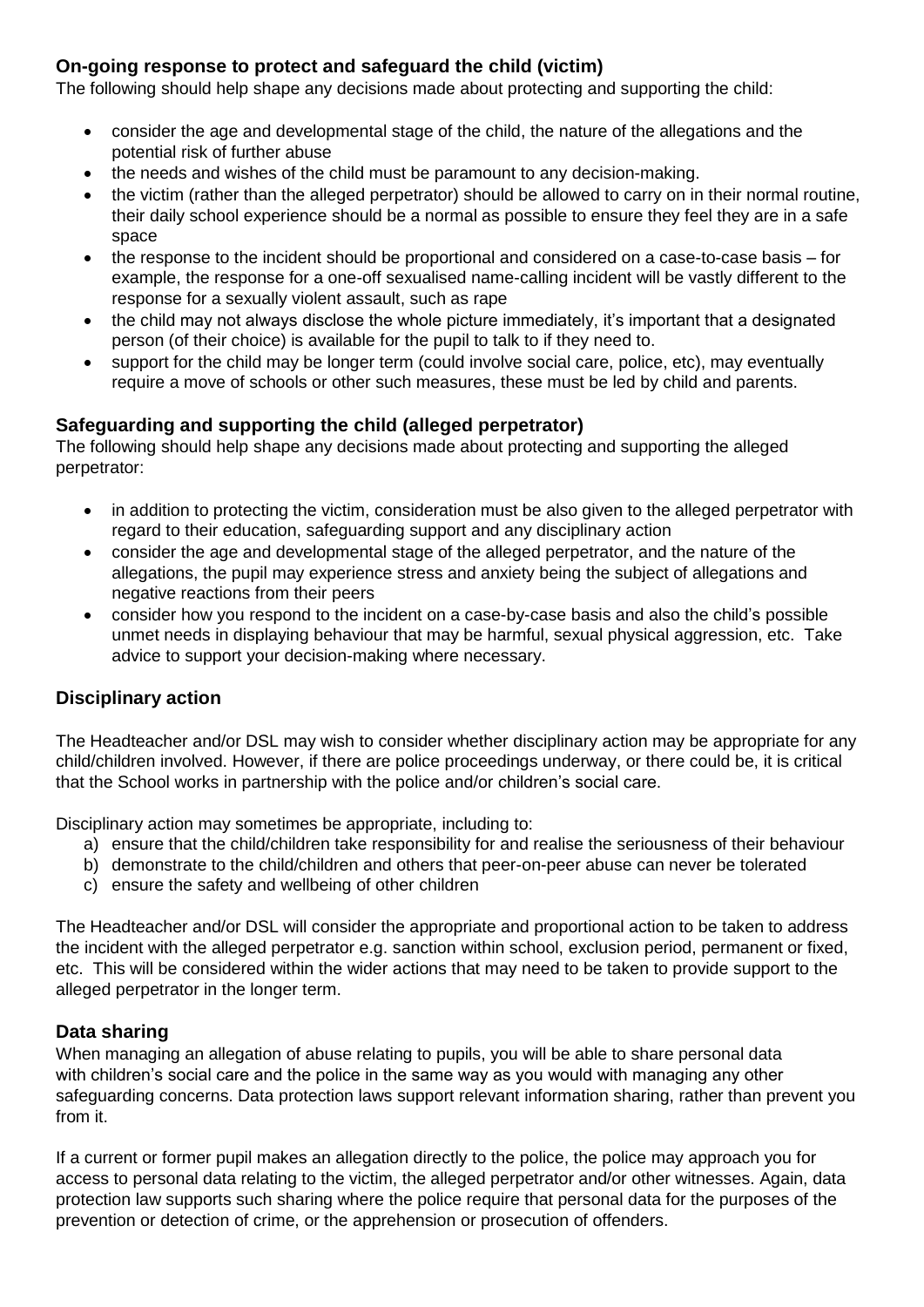### On-going response to protect and safeguard the child (victim)

The following should help shape any decisions made about protecting and supporting the child:

- consider the age and developmental stage of the child, the nature of the allegations and the potential risk of further abuse
- the needs and wishes of the child must be paramount to any decision-making.
- the victim (rather than the alleged perpetrator) should be allowed to carry on in their normal routine, their daily school experience should be a normal as possible to ensure they feel they are in a safe space
- the response to the incident should be proportional and considered on a case-to-case basis – for example, the response for a one-off sexualised name-calling incident will be vastly different to the response for a sexually violent assault, such as rape
- the child may not always disclose the whole picture immediately, it's important that a designated person (of their choice) is available for the pupil to talk to if they need to.
- support for the child may be longer term (could involve social care, police, etc), may eventually require a move of schools or other such measures, these must be led by child and parents.

### Safeguarding and supporting the child (alleged perpetrator)

The following should help shape any decisions made about protecting and supporting the alleged perpetrator:

- in addition to protecting the victim, consideration must be also given to the alleged perpetrator with regard to their education, safeguarding support and any disciplinary action
- consider the age and developmental stage of the alleged perpetrator, and the nature of the allegations, the pupil may experience stress and anxiety being the subject of allegations and negative reactions from their peers
- consider how you respond to the incident on a case-by-case basis and also the child's possible unmet needs in displaying behaviour that may be harmful, sexual physical aggression, etc. Take advice to support your decision-making where necessary.

### Disciplinary action

The Headteacher and/or DSL may wish to consider whether disciplinary action may be appropriate for any child/children involved. However, if there are police proceedings underway, or there could be, it is critical that the School works in partnership with the police and/or children's social care.

Disciplinary action may sometimes be appropriate, including to:

a) ensure that the child/children take responsibility for and realise the seriousness of their behaviour
b) demonstrate to the child/children and others that peer-on-peer abuse can never be tolerated
c) ensure the safety and wellbeing of other children

The Headteacher and/or DSL will consider the appropriate and proportional action to be taken to address the incident with the alleged perpetrator e.g. sanction within school, exclusion period, permanent or fixed, etc. This will be considered within the wider actions that may need to be taken to provide support to the alleged perpetrator in the longer term.

### Data sharing

When managing an allegation of abuse relating to pupils, you will be able to share personal data with children's social care and the police in the same way as you would with managing any other safeguarding concerns. Data protection laws support relevant information sharing, rather than prevent you from it.

If a current or former pupil makes an allegation directly to the police, the police may approach you for access to personal data relating to the victim, the alleged perpetrator and/or other witnesses. Again, data protection law supports such sharing where the police require that personal data for the purposes of the prevention or detection of crime, or the apprehension or prosecution of offenders.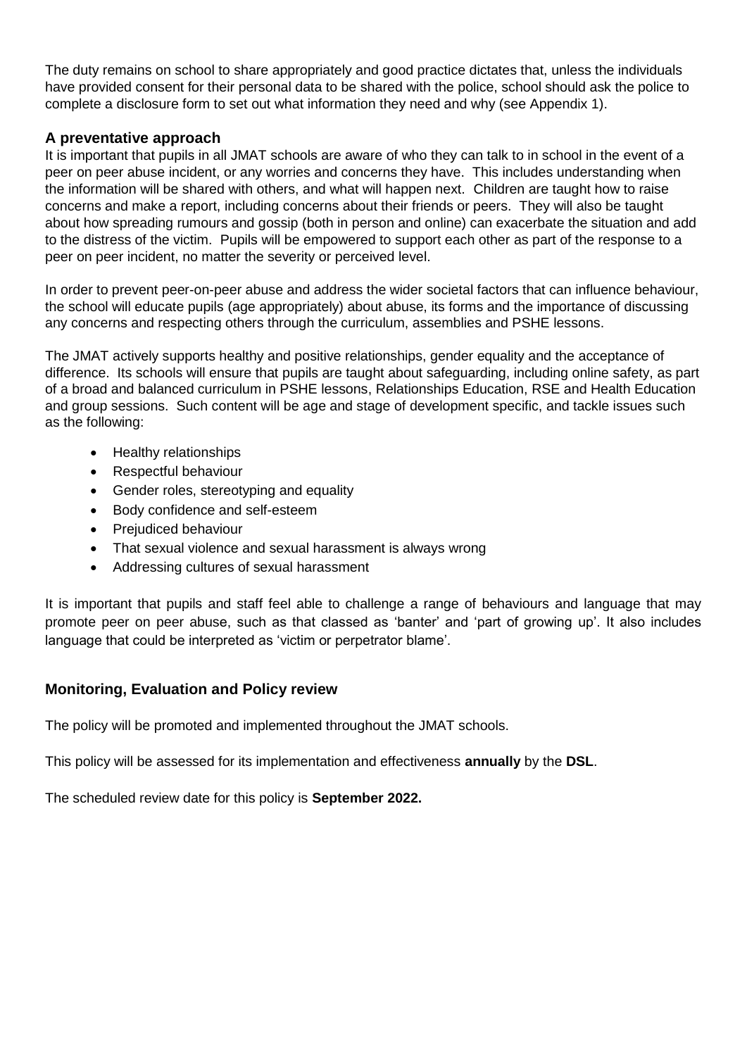The duty remains on school to share appropriately and good practice dictates that, unless the individuals have provided consent for their personal data to be shared with the police, school should ask the police to complete a disclosure form to set out what information they need and why (see Appendix 1).

### A preventative approach

It is important that pupils in all JMAT schools are aware of who they can talk to in school in the event of a peer on peer abuse incident, or any worries and concerns they have. This includes understanding when the information will be shared with others, and what will happen next. Children are taught how to raise concerns and make a report, including concerns about their friends or peers. They will also be taught about how spreading rumours and gossip (both in person and online) can exacerbate the situation and add to the distress of the victim. Pupils will be empowered to support each other as part of the response to a peer on peer incident, no matter the severity or perceived level.

In order to prevent peer-on-peer abuse and address the wider societal factors that can influence behaviour, the school will educate pupils (age appropriately) about abuse, its forms and the importance of discussing any concerns and respecting others through the curriculum, assemblies and PSHE lessons.

The JMAT actively supports healthy and positive relationships, gender equality and the acceptance of difference. Its schools will ensure that pupils are taught about safeguarding, including online safety, as part of a broad and balanced curriculum in PSHE lessons, Relationships Education, RSE and Health Education and group sessions. Such content will be age and stage of development specific, and tackle issues such as the following:

- Healthy relationships
- Respectful behaviour
- Gender roles, stereotyping and equality
- Body confidence and self-esteem
- Prejudiced behaviour
- That sexual violence and sexual harassment is always wrong
- Addressing cultures of sexual harassment

It is important that pupils and staff feel able to challenge a range of behaviours and language that may promote peer on peer abuse, such as that classed as 'banter' and 'part of growing up'. It also includes language that could be interpreted as 'victim or perpetrator blame'.

### Monitoring, Evaluation and Policy review

The policy will be promoted and implemented throughout the JMAT schools.

This policy will be assessed for its implementation and effectiveness **annually** by the **DSL**.

The scheduled review date for this policy is **September 2022.**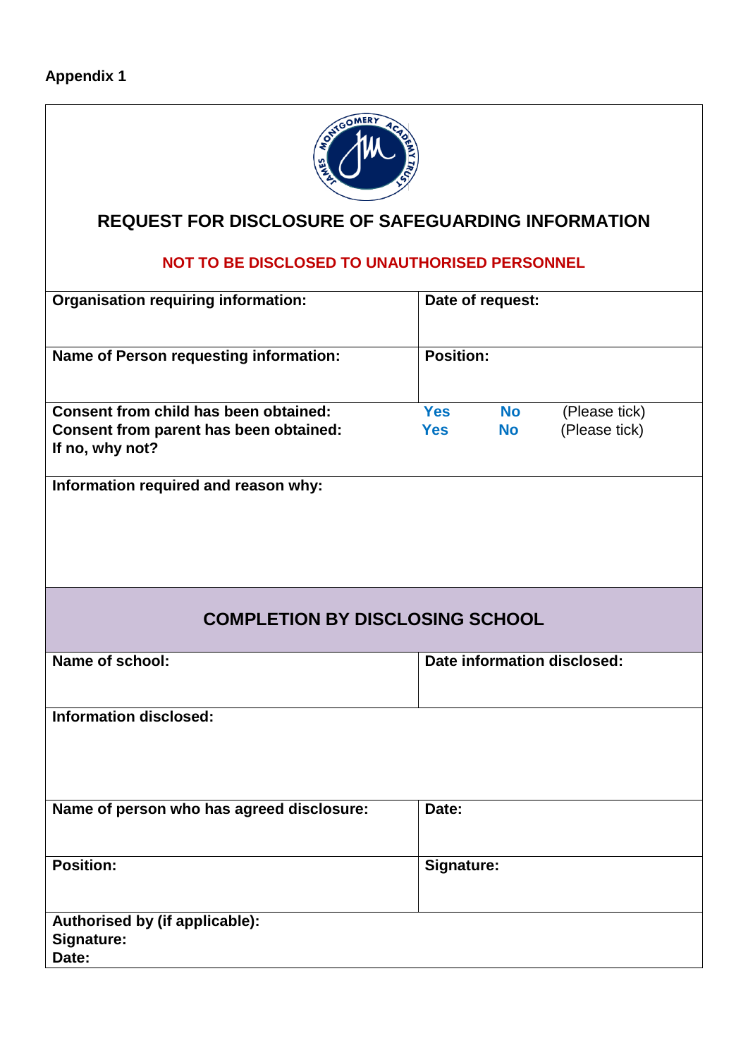**Appendix 1**

## REQUEST FOR DISCLOSURE OF SAFEGUARDING INFORMATION

**NOT TO BE DISCLOSED TO UNAUTHORISED PERSONNEL**

| | |
|---|---|
| **Organisation requiring information:** | **Date of request:** |
| **Name of Person requesting information:** | **Position:** |
| **Consent from child has been obtained:**<br>**Consent from parent has been obtained:**<br>**If no, why not?** | **Yes** **No** (Please tick)<br>**Yes** **No** (Please tick) |
| **Information required and reason why:** | |

## COMPLETION BY DISCLOSING SCHOOL

| | |
|---|---|
| **Name of school:** | **Date information disclosed:** |
| **Information disclosed:** | |
| **Name of person who has agreed disclosure:** | **Date:** |
| **Position:** | **Signature:** |
| **Authorised by (if applicable):**<br>**Signature:**<br>**Date:** | |